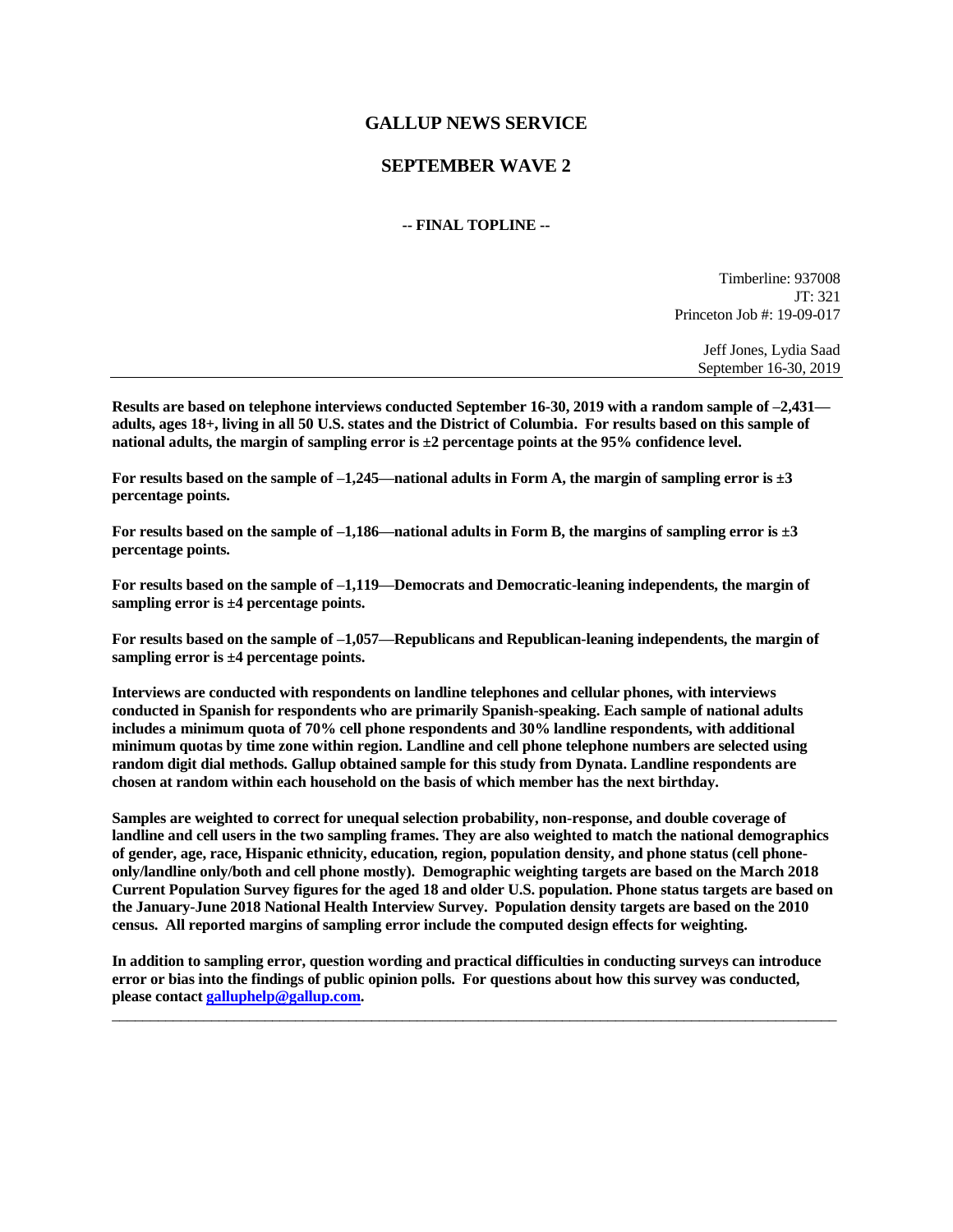# GALLUP NEWS SERVICE

## SEPTEMBER WAVE 2

**-- FINAL TOPLINE --**

Timberline: 937008
JT: 321
Princeton Job #: 19-09-017

Jeff Jones, Lydia Saad
September 16-30, 2019

---

**Results are based on telephone interviews conducted September 16-30, 2019 with a random sample of –2,431—adults, ages 18+, living in all 50 U.S. states and the District of Columbia. For results based on this sample of national adults, the margin of sampling error is ±2 percentage points at the 95% confidence level.**

**For results based on the sample of –1,245—national adults in Form A, the margin of sampling error is ±3 percentage points.**

**For results based on the sample of –1,186—national adults in Form B, the margins of sampling error is ±3 percentage points.**

**For results based on the sample of –1,119—Democrats and Democratic-leaning independents, the margin of sampling error is ±4 percentage points.**

**For results based on the sample of –1,057—Republicans and Republican-leaning independents, the margin of sampling error is ±4 percentage points.**

**Interviews are conducted with respondents on landline telephones and cellular phones, with interviews conducted in Spanish for respondents who are primarily Spanish-speaking. Each sample of national adults includes a minimum quota of 70% cell phone respondents and 30% landline respondents, with additional minimum quotas by time zone within region. Landline and cell phone telephone numbers are selected using random digit dial methods. Gallup obtained sample for this study from Dynata. Landline respondents are chosen at random within each household on the basis of which member has the next birthday.**

**Samples are weighted to correct for unequal selection probability, non-response, and double coverage of landline and cell users in the two sampling frames. They are also weighted to match the national demographics of gender, age, race, Hispanic ethnicity, education, region, population density, and phone status (cell phone-only/landline only/both and cell phone mostly). Demographic weighting targets are based on the March 2018 Current Population Survey figures for the aged 18 and older U.S. population. Phone status targets are based on the January-June 2018 National Health Interview Survey. Population density targets are based on the 2010 census. All reported margins of sampling error include the computed design effects for weighting.**

**In addition to sampling error, question wording and practical difficulties in conducting surveys can introduce error or bias into the findings of public opinion polls. For questions about how this survey was conducted, please contact [galluphelp@gallup.com](mailto:galluphelp@gallup.com).**

---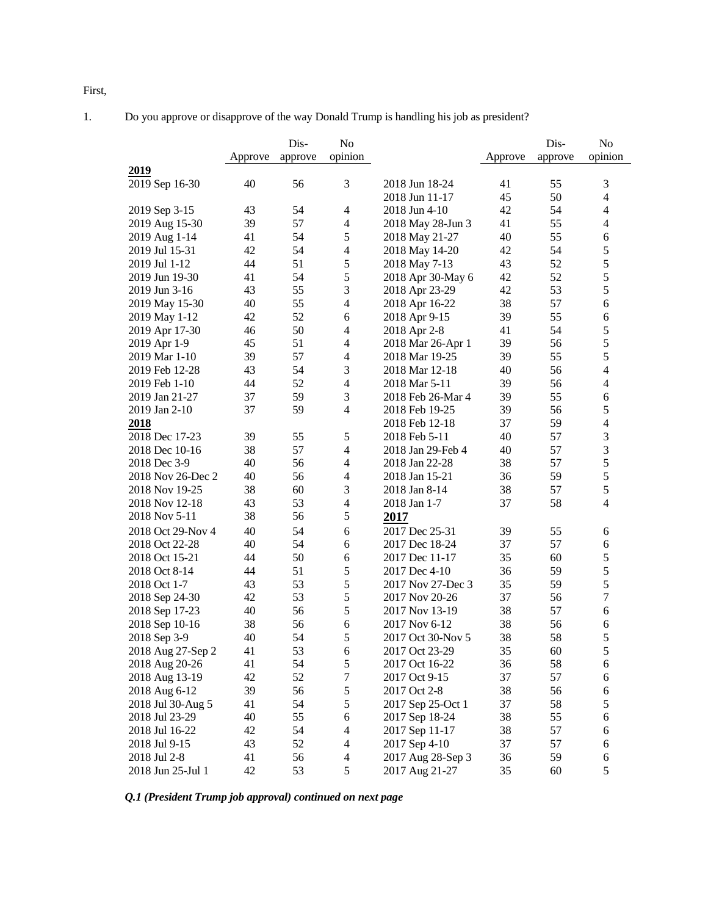First,

1. Do you approve or disapprove of the way Donald Trump is handling his job as president?

| | Approve | Dis-approve | No opinion |
|---|---|---|---|
| **2019** | | | |
| 2019 Sep 16-30 | 40 | 56 | 3 |
| 2019 Sep 3-15 | 43 | 54 | 4 |
| 2019 Aug 15-30 | 39 | 57 | 4 |
| 2019 Aug 1-14 | 41 | 54 | 5 |
| 2019 Jul 15-31 | 42 | 54 | 4 |
| 2019 Jul 1-12 | 44 | 51 | 5 |
| 2019 Jun 19-30 | 41 | 54 | 5 |
| 2019 Jun 3-16 | 43 | 55 | 3 |
| 2019 May 15-30 | 40 | 55 | 4 |
| 2019 May 1-12 | 42 | 52 | 6 |
| 2019 Apr 17-30 | 46 | 50 | 4 |
| 2019 Apr 1-9 | 45 | 51 | 4 |
| 2019 Mar 1-10 | 39 | 57 | 4 |
| 2019 Feb 12-28 | 43 | 54 | 3 |
| 2019 Feb 1-10 | 44 | 52 | 4 |
| 2019 Jan 21-27 | 37 | 59 | 3 |
| 2019 Jan 2-10 | 37 | 59 | 4 |
| **2018** | | | |
| 2018 Dec 17-23 | 39 | 55 | 5 |
| 2018 Dec 10-16 | 38 | 57 | 4 |
| 2018 Dec 3-9 | 40 | 56 | 4 |
| 2018 Nov 26-Dec 2 | 40 | 56 | 4 |
| 2018 Nov 19-25 | 38 | 60 | 3 |
| 2018 Nov 12-18 | 43 | 53 | 4 |
| 2018 Nov 5-11 | 38 | 56 | 5 |
| 2018 Oct 29-Nov 4 | 40 | 54 | 6 |
| 2018 Oct 22-28 | 40 | 54 | 6 |
| 2018 Oct 15-21 | 44 | 50 | 6 |
| 2018 Oct 8-14 | 44 | 51 | 5 |
| 2018 Oct 1-7 | 43 | 53 | 5 |
| 2018 Sep 24-30 | 42 | 53 | 5 |
| 2018 Sep 17-23 | 40 | 56 | 5 |
| 2018 Sep 10-16 | 38 | 56 | 6 |
| 2018 Sep 3-9 | 40 | 54 | 5 |
| 2018 Aug 27-Sep 2 | 41 | 53 | 6 |
| 2018 Aug 20-26 | 41 | 54 | 5 |
| 2018 Aug 13-19 | 42 | 52 | 7 |
| 2018 Aug 6-12 | 39 | 56 | 5 |
| 2018 Jul 30-Aug 5 | 41 | 54 | 5 |
| 2018 Jul 23-29 | 40 | 55 | 6 |
| 2018 Jul 16-22 | 42 | 54 | 4 |
| 2018 Jul 9-15 | 43 | 52 | 4 |
| 2018 Jul 2-8 | 41 | 56 | 4 |
| 2018 Jun 25-Jul 1 | 42 | 53 | 5 |
| 2018 Jun 18-24 | 41 | 55 | 3 |
| 2018 Jun 11-17 | 45 | 50 | 4 |
| 2018 Jun 4-10 | 42 | 54 | 4 |
| 2018 May 28-Jun 3 | 41 | 55 | 4 |
| 2018 May 21-27 | 40 | 55 | 6 |
| 2018 May 14-20 | 42 | 54 | 5 |
| 2018 May 7-13 | 43 | 52 | 5 |
| 2018 Apr 30-May 6 | 42 | 52 | 5 |
| 2018 Apr 23-29 | 42 | 53 | 5 |
| 2018 Apr 16-22 | 38 | 57 | 6 |
| 2018 Apr 9-15 | 39 | 55 | 6 |
| 2018 Apr 2-8 | 41 | 54 | 5 |
| 2018 Mar 26-Apr 1 | 39 | 56 | 5 |
| 2018 Mar 19-25 | 39 | 55 | 5 |
| 2018 Mar 12-18 | 40 | 56 | 4 |
| 2018 Mar 5-11 | 39 | 56 | 4 |
| 2018 Feb 26-Mar 4 | 39 | 55 | 6 |
| 2018 Feb 19-25 | 39 | 56 | 5 |
| 2018 Feb 12-18 | 37 | 59 | 4 |
| 2018 Feb 5-11 | 40 | 57 | 3 |
| 2018 Jan 29-Feb 4 | 40 | 57 | 3 |
| 2018 Jan 22-28 | 38 | 57 | 5 |
| 2018 Jan 15-21 | 36 | 59 | 5 |
| 2018 Jan 8-14 | 38 | 57 | 5 |
| 2018 Jan 1-7 | 37 | 58 | 4 |
| **2017** | | | |
| 2017 Dec 25-31 | 39 | 55 | 6 |
| 2017 Dec 18-24 | 37 | 57 | 6 |
| 2017 Dec 11-17 | 35 | 60 | 5 |
| 2017 Dec 4-10 | 36 | 59 | 5 |
| 2017 Nov 27-Dec 3 | 35 | 59 | 5 |
| 2017 Nov 20-26 | 37 | 56 | 7 |
| 2017 Nov 13-19 | 38 | 57 | 6 |
| 2017 Nov 6-12 | 38 | 56 | 6 |
| 2017 Oct 30-Nov 5 | 38 | 58 | 5 |
| 2017 Oct 23-29 | 35 | 60 | 5 |
| 2017 Oct 16-22 | 36 | 58 | 6 |
| 2017 Oct 9-15 | 37 | 57 | 6 |
| 2017 Oct 2-8 | 38 | 56 | 6 |
| 2017 Sep 25-Oct 1 | 37 | 58 | 5 |
| 2017 Sep 18-24 | 38 | 55 | 6 |
| 2017 Sep 11-17 | 38 | 57 | 6 |
| 2017 Sep 4-10 | 37 | 57 | 6 |
| 2017 Aug 28-Sep 3 | 36 | 59 | 6 |
| 2017 Aug 21-27 | 35 | 60 | 5 |

***Q.1 (President Trump job approval) continued on next page***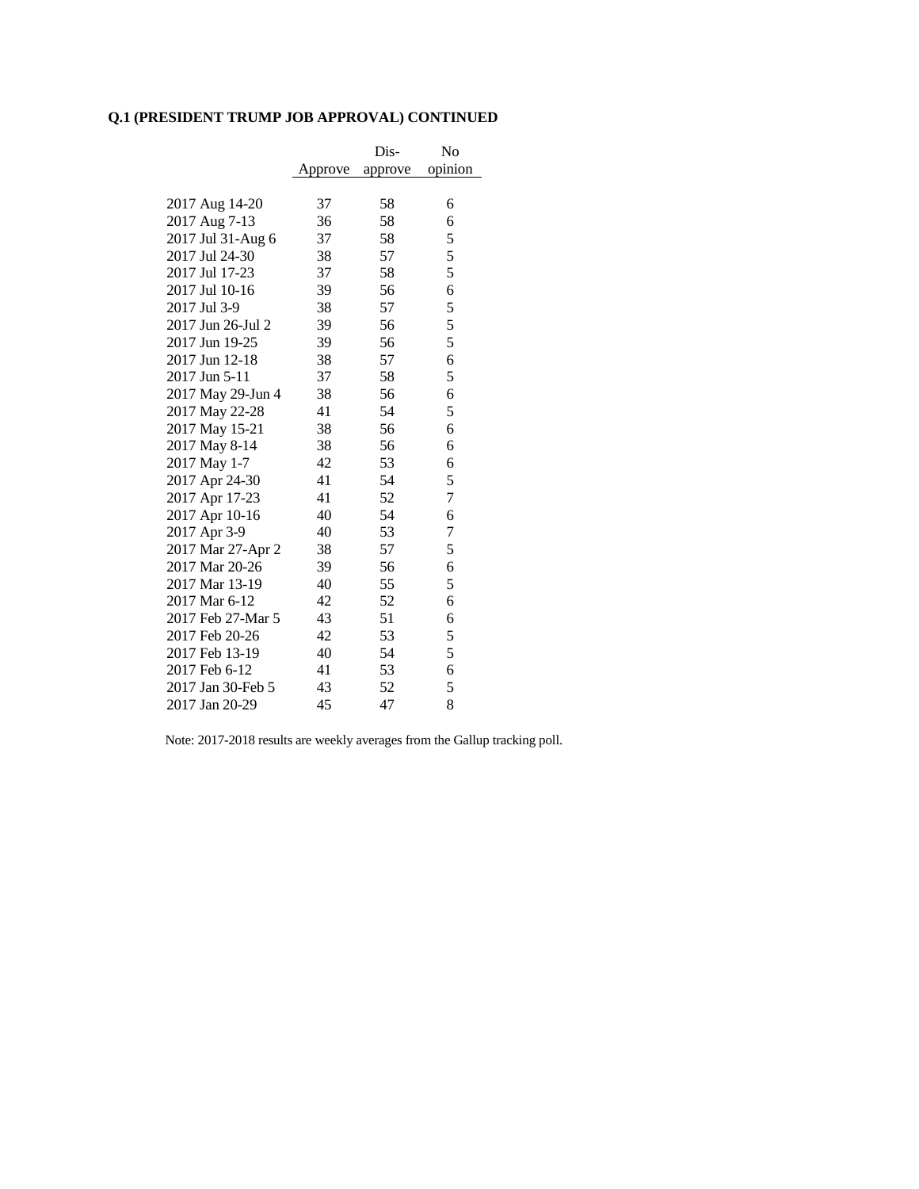**Q.1 (PRESIDENT TRUMP JOB APPROVAL) CONTINUED**

| | Approve | Dis-approve | No opinion |
|---|---|---|---|
| 2017 Aug 14-20 | 37 | 58 | 6 |
| 2017 Aug 7-13 | 36 | 58 | 6 |
| 2017 Jul 31-Aug 6 | 37 | 58 | 5 |
| 2017 Jul 24-30 | 38 | 57 | 5 |
| 2017 Jul 17-23 | 37 | 58 | 5 |
| 2017 Jul 10-16 | 39 | 56 | 6 |
| 2017 Jul 3-9 | 38 | 57 | 5 |
| 2017 Jun 26-Jul 2 | 39 | 56 | 5 |
| 2017 Jun 19-25 | 39 | 56 | 5 |
| 2017 Jun 12-18 | 38 | 57 | 6 |
| 2017 Jun 5-11 | 37 | 58 | 5 |
| 2017 May 29-Jun 4 | 38 | 56 | 6 |
| 2017 May 22-28 | 41 | 54 | 5 |
| 2017 May 15-21 | 38 | 56 | 6 |
| 2017 May 8-14 | 38 | 56 | 6 |
| 2017 May 1-7 | 42 | 53 | 6 |
| 2017 Apr 24-30 | 41 | 54 | 5 |
| 2017 Apr 17-23 | 41 | 52 | 7 |
| 2017 Apr 10-16 | 40 | 54 | 6 |
| 2017 Apr 3-9 | 40 | 53 | 7 |
| 2017 Mar 27-Apr 2 | 38 | 57 | 5 |
| 2017 Mar 20-26 | 39 | 56 | 6 |
| 2017 Mar 13-19 | 40 | 55 | 5 |
| 2017 Mar 6-12 | 42 | 52 | 6 |
| 2017 Feb 27-Mar 5 | 43 | 51 | 6 |
| 2017 Feb 20-26 | 42 | 53 | 5 |
| 2017 Feb 13-19 | 40 | 54 | 5 |
| 2017 Feb 6-12 | 41 | 53 | 6 |
| 2017 Jan 30-Feb 5 | 43 | 52 | 5 |
| 2017 Jan 20-29 | 45 | 47 | 8 |

Note: 2017-2018 results are weekly averages from the Gallup tracking poll.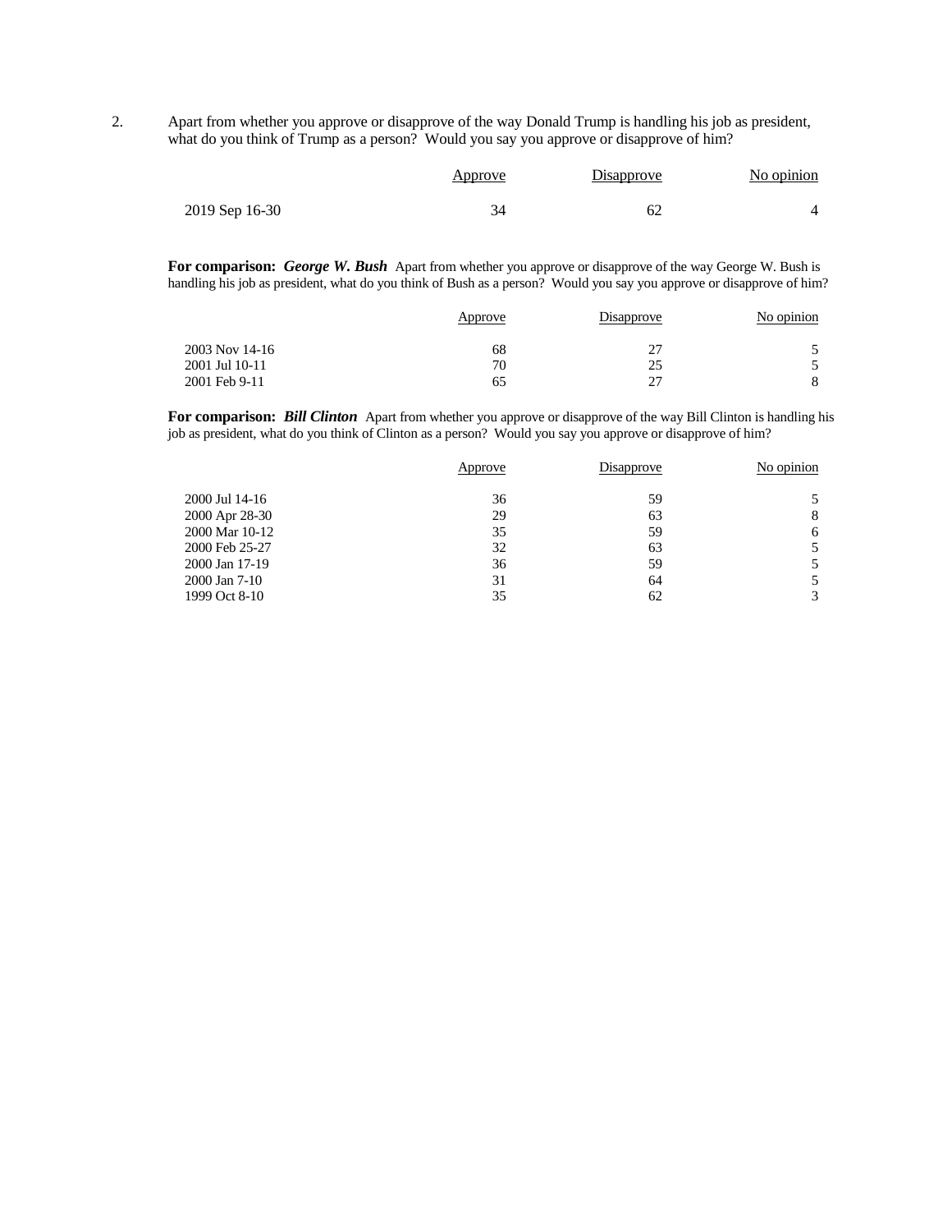2. Apart from whether you approve or disapprove of the way Donald Trump is handling his job as president, what do you think of Trump as a person? Would you say you approve or disapprove of him?

| | Approve | Disapprove | No opinion |
|---|---|---|---|
| 2019 Sep 16-30 | 34 | 62 | 4 |

**For comparison:** ***George W. Bush*** Apart from whether you approve or disapprove of the way George W. Bush is handling his job as president, what do you think of Bush as a person? Would you say you approve or disapprove of him?

| | Approve | Disapprove | No opinion |
|---|---|---|---|
| 2003 Nov 14-16 | 68 | 27 | 5 |
| 2001 Jul 10-11 | 70 | 25 | 5 |
| 2001 Feb 9-11 | 65 | 27 | 8 |

**For comparison:** ***Bill Clinton*** Apart from whether you approve or disapprove of the way Bill Clinton is handling his job as president, what do you think of Clinton as a person? Would you say you approve or disapprove of him?

| | Approve | Disapprove | No opinion |
|---|---|---|---|
| 2000 Jul 14-16 | 36 | 59 | 5 |
| 2000 Apr 28-30 | 29 | 63 | 8 |
| 2000 Mar 10-12 | 35 | 59 | 6 |
| 2000 Feb 25-27 | 32 | 63 | 5 |
| 2000 Jan 17-19 | 36 | 59 | 5 |
| 2000 Jan 7-10 | 31 | 64 | 5 |
| 1999 Oct 8-10 | 35 | 62 | 3 |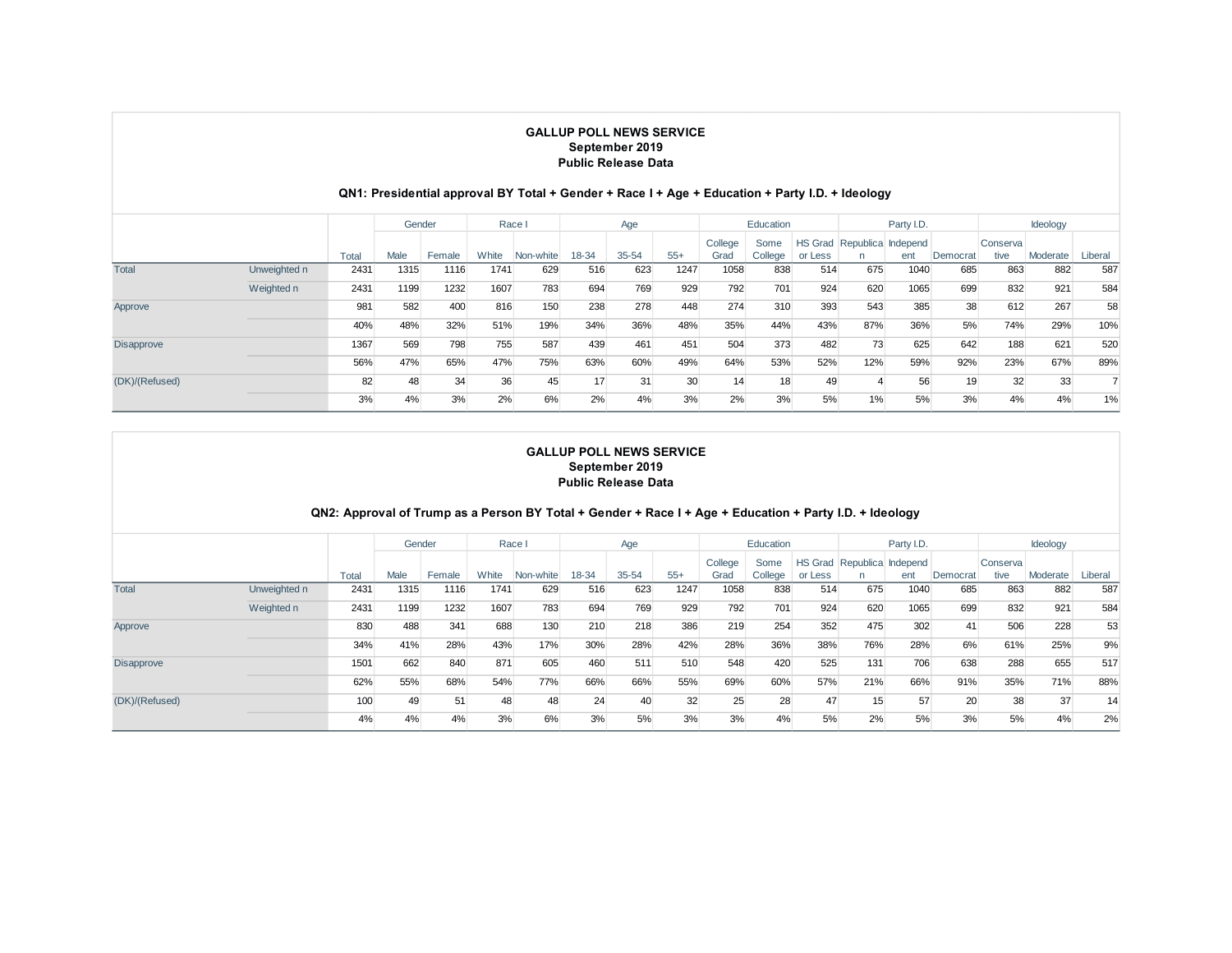**GALLUP POLL NEWS SERVICE**
**September 2019**
**Public Release Data**

**QN1: Presidential approval BY Total + Gender + Race I + Age + Education + Party I.D. + Ideology**

| | | | Gender | | Race I | | Age | | | Education | | | Party I.D. | | | Ideology | | |
|---|---|---|---|---|---|---|---|---|---|---|---|---|---|---|---|---|---|---|
| | | Total | Male | Female | White | Non-white | 18-34 | 35-54 | 55+ | College Grad | Some College | HS Grad or Less | Republican | Independent | Democrat | Conservative | Moderate | Liberal |
| Total | Unweighted n | 2431 | 1315 | 1116 | 1741 | 629 | 516 | 623 | 1247 | 1058 | 838 | 514 | 675 | 1040 | 685 | 863 | 882 | 587 |
| | Weighted n | 2431 | 1199 | 1232 | 1607 | 783 | 694 | 769 | 929 | 792 | 701 | 924 | 620 | 1065 | 699 | 832 | 921 | 584 |
| Approve | | 981 | 582 | 400 | 816 | 150 | 238 | 278 | 448 | 274 | 310 | 393 | 543 | 385 | 38 | 612 | 267 | 58 |
| | | 40% | 48% | 32% | 51% | 19% | 34% | 36% | 48% | 35% | 44% | 43% | 87% | 36% | 5% | 74% | 29% | 10% |
| Disapprove | | 1367 | 569 | 798 | 755 | 587 | 439 | 461 | 451 | 504 | 373 | 482 | 73 | 625 | 642 | 188 | 621 | 520 |
| | | 56% | 47% | 65% | 47% | 75% | 63% | 60% | 49% | 64% | 53% | 52% | 12% | 59% | 92% | 23% | 67% | 89% |
| (DK)/(Refused) | | 82 | 48 | 34 | 36 | 45 | 17 | 31 | 30 | 14 | 18 | 49 | 4 | 56 | 19 | 32 | 33 | 7 |
| | | 3% | 4% | 3% | 2% | 6% | 2% | 4% | 3% | 2% | 3% | 5% | 1% | 5% | 3% | 4% | 4% | 1% |

**GALLUP POLL NEWS SERVICE**
**September 2019**
**Public Release Data**

**QN2: Approval of Trump as a Person BY Total + Gender + Race I + Age + Education + Party I.D. + Ideology**

| | | | Gender | | Race I | | Age | | | Education | | | Party I.D. | | | Ideology | | |
|---|---|---|---|---|---|---|---|---|---|---|---|---|---|---|---|---|---|---|
| | | Total | Male | Female | White | Non-white | 18-34 | 35-54 | 55+ | College Grad | Some College | HS Grad or Less | Republican | Independent | Democrat | Conservative | Moderate | Liberal |
| Total | Unweighted n | 2431 | 1315 | 1116 | 1741 | 629 | 516 | 623 | 1247 | 1058 | 838 | 514 | 675 | 1040 | 685 | 863 | 882 | 587 |
| | Weighted n | 2431 | 1199 | 1232 | 1607 | 783 | 694 | 769 | 929 | 792 | 701 | 924 | 620 | 1065 | 699 | 832 | 921 | 584 |
| Approve | | 830 | 488 | 341 | 688 | 130 | 210 | 218 | 386 | 219 | 254 | 352 | 475 | 302 | 41 | 506 | 228 | 53 |
| | | 34% | 41% | 28% | 43% | 17% | 30% | 28% | 42% | 28% | 36% | 38% | 76% | 28% | 6% | 61% | 25% | 9% |
| Disapprove | | 1501 | 662 | 840 | 871 | 605 | 460 | 511 | 510 | 548 | 420 | 525 | 131 | 706 | 638 | 288 | 655 | 517 |
| | | 62% | 55% | 68% | 54% | 77% | 66% | 66% | 55% | 69% | 60% | 57% | 21% | 66% | 91% | 35% | 71% | 88% |
| (DK)/(Refused) | | 100 | 49 | 51 | 48 | 48 | 24 | 40 | 32 | 25 | 28 | 47 | 15 | 57 | 20 | 38 | 37 | 14 |
| | | 4% | 4% | 4% | 3% | 6% | 3% | 5% | 3% | 3% | 4% | 5% | 2% | 5% | 3% | 5% | 4% | 2% |